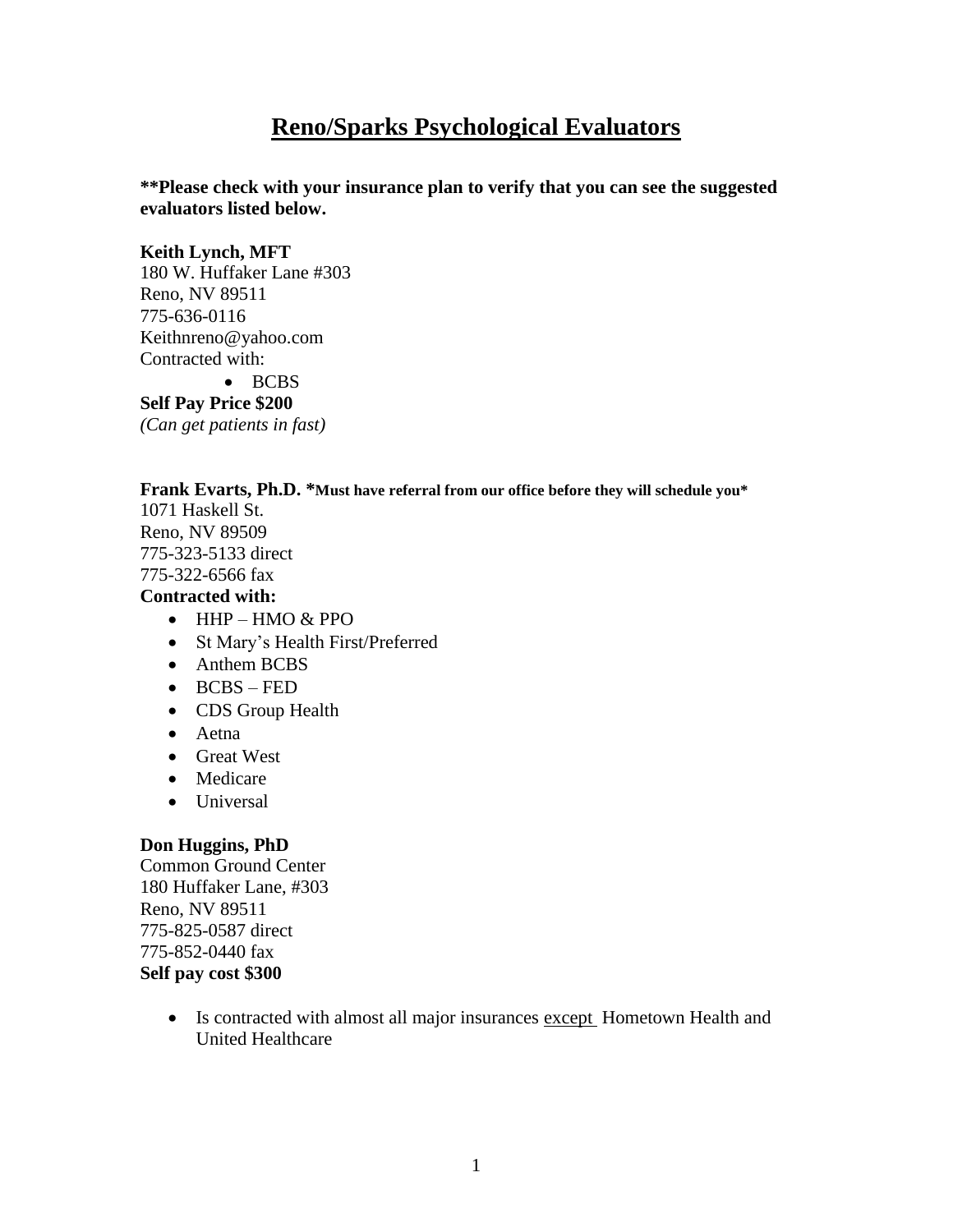# Reno/Sparks Psychological Evaluators

**Please check with your insurance plan to verify that you can see the suggested evaluators listed below.**

**Keith Lynch, MFT**
180 W. Huffaker Lane #303
Reno, NV 89511
775-636-0116
Keithnreno@yahoo.com
Contracted with:

- BCBS

**Self Pay Price $200**
*(Can get patients in fast)*

**Frank Evarts, Ph.D. *Must have referral from our office before they will schedule you***
1071 Haskell St.
Reno, NV 89509
775-323-5133 direct
775-322-6566 fax
**Contracted with:**

- HHP – HMO & PPO
- St Mary's Health First/Preferred
- Anthem BCBS
- BCBS – FED
- CDS Group Health
- Aetna
- Great West
- Medicare
- Universal

**Don Huggins, PhD**
Common Ground Center
180 Huffaker Lane, #303
Reno, NV 89511
775-825-0587 direct
775-852-0440 fax
**Self pay cost $300**

- Is contracted with almost all major insurances <u>except</u> Hometown Health and United Healthcare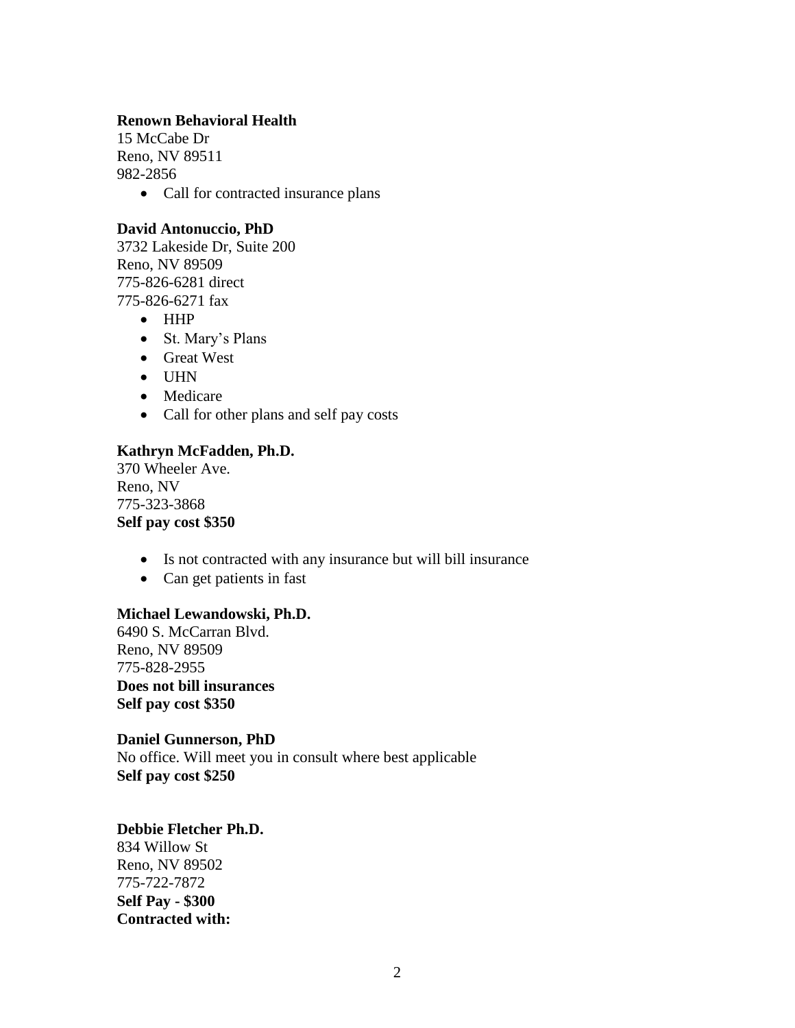**Renown Behavioral Health**
15 McCabe Dr
Reno, NV 89511
982-2856

- Call for contracted insurance plans

**David Antonuccio, PhD**
3732 Lakeside Dr, Suite 200
Reno, NV 89509
775-826-6281 direct
775-826-6271 fax

- HHP
- St. Mary's Plans
- Great West
- UHN
- Medicare
- Call for other plans and self pay costs

**Kathryn McFadden, Ph.D.**
370 Wheeler Ave.
Reno, NV
775-323-3868
**Self pay cost $350**

- Is not contracted with any insurance but will bill insurance
- Can get patients in fast

**Michael Lewandowski, Ph.D.**
6490 S. McCarran Blvd.
Reno, NV 89509
775-828-2955
**Does not bill insurances**
**Self pay cost $350**

**Daniel Gunnerson, PhD**
No office. Will meet you in consult where best applicable
**Self pay cost $250**

**Debbie Fletcher Ph.D.**
834 Willow St
Reno, NV 89502
775-722-7872
**Self Pay - $300**
**Contracted with:**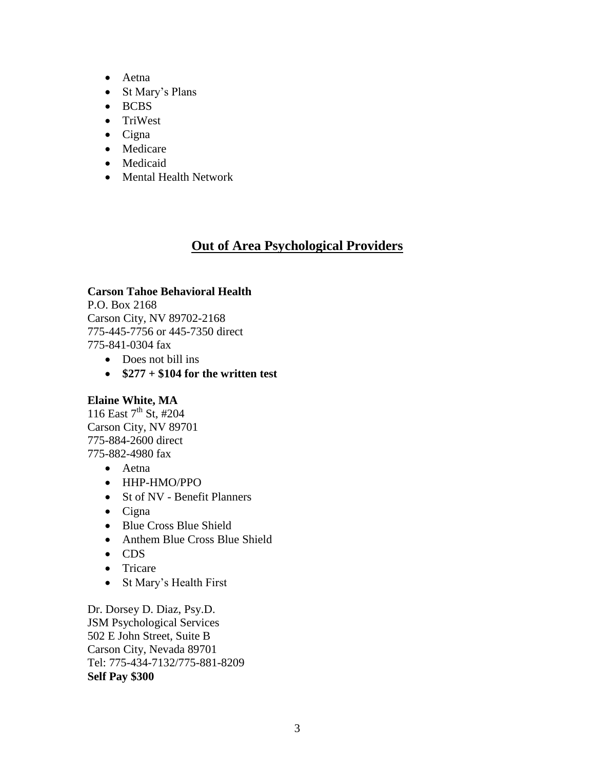- Aetna
- St Mary's Plans
- BCBS
- TriWest
- Cigna
- Medicare
- Medicaid
- Mental Health Network

## Out of Area Psychological Providers

**Carson Tahoe Behavioral Health**
P.O. Box 2168
Carson City, NV 89702-2168
775-445-7756 or 445-7350 direct
775-841-0304 fax

- Does not bill ins
- **$277 + $104 for the written test**

**Elaine White, MA**
116 East 7th St, #204
Carson City, NV 89701
775-884-2600 direct
775-882-4980 fax

- Aetna
- HHP-HMO/PPO
- St of NV - Benefit Planners
- Cigna
- Blue Cross Blue Shield
- Anthem Blue Cross Blue Shield
- CDS
- Tricare
- St Mary's Health First

Dr. Dorsey D. Diaz, Psy.D.
JSM Psychological Services
502 E John Street, Suite B
Carson City, Nevada 89701
Tel: 775-434-7132/775-881-8209
**Self Pay $300**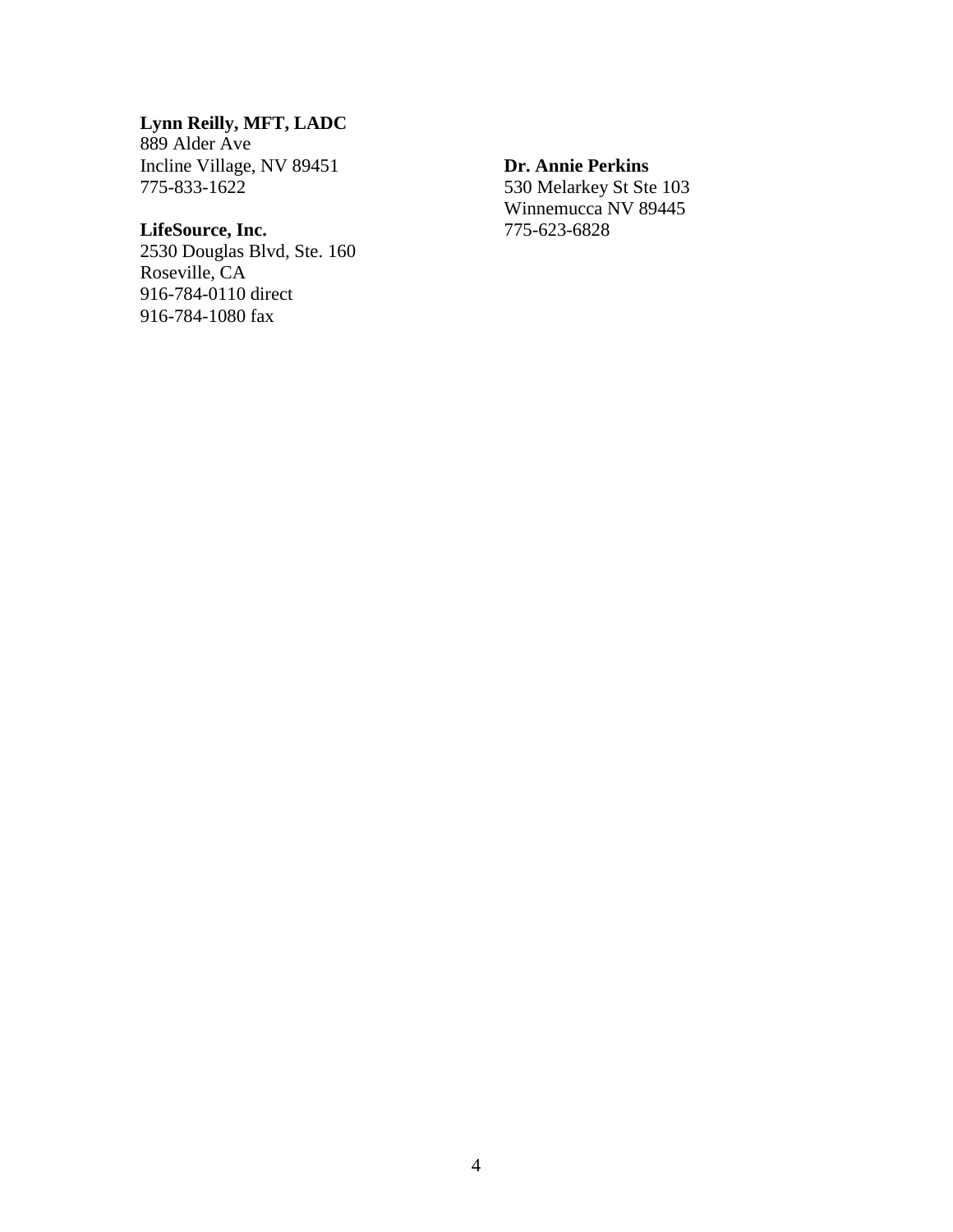**Lynn Reilly, MFT, LADC**
889 Alder Ave
Incline Village, NV 89451
775-833-1622

**LifeSource, Inc.**
2530 Douglas Blvd, Ste. 160
Roseville, CA
916-784-0110 direct
916-784-1080 fax

**Dr. Annie Perkins**
530 Melarkey St Ste 103
Winnemucca NV 89445
775-623-6828